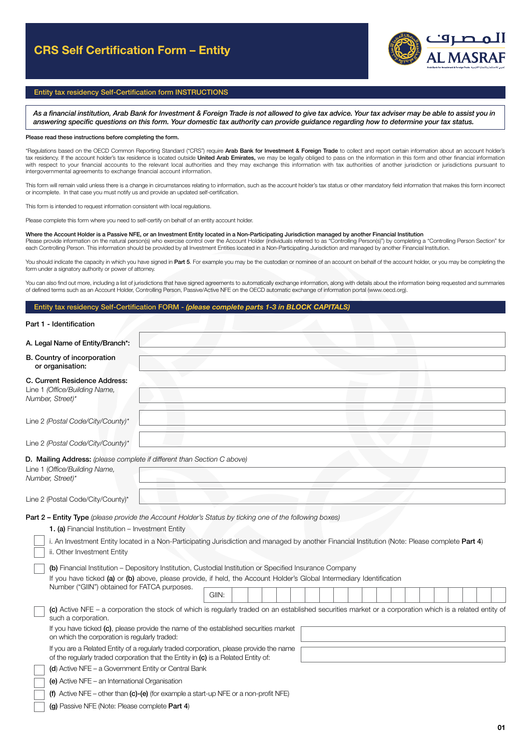# CRS Self Certification Form – Entity

## Entity tax residency Self-Certification form INSTRUCTIONS

***As a financial institution, Arab Bank for Investment & Foreign Trade is not allowed to give tax advice. Your tax adviser may be able to assist you in answering specific questions on this form. Your domestic tax authority can provide guidance regarding how to determine your tax status.***

**Please read these instructions before completing the form.**

"Regulations based on the OECD Common Reporting Standard ("CRS") require **Arab Bank for Investment & Foreign Trade** to collect and report certain information about an account holder's tax residency. If the account holder's tax residence is located outside **United Arab Emirates,** we may be legally obliged to pass on the information in this form and other financial information with respect to your financial accounts to the relevant local authorities and they may exchange this information with tax authorities of another jurisdiction or jurisdictions pursuant to intergovernmental agreements to exchange financial account information.

This form will remain valid unless there is a change in circumstances relating to information, such as the account holder's tax status or other mandatory field information that makes this form incorrect or incomplete. In that case you must notify us and provide an updated self-certification.

This form is intended to request information consistent with local regulations.

Please complete this form where you need to self-certify on behalf of an entity account holder.

**Where the Account Holder is a Passive NFE, or an Investment Entity located in a Non-Participating Jurisdiction managed by another Financial Institution**
Please provide information on the natural person(s) who exercise control over the Account Holder (individuals referred to as "Controlling Person(s)") by completing a "Controlling Person Section" for each Controlling Person. This information should be provided by all Investment Entities located in a Non-Participating Jurisdiction and managed by another Financial Institution.

You should indicate the capacity in which you have signed in **Part 5**. For example you may be the custodian or nominee of an account on behalf of the account holder, or you may be completing the form under a signatory authority or power of attorney.

You can also find out more, including a list of jurisdictions that have signed agreements to automatically exchange information, along with details about the information being requested and summaries of defined terms such as an Account Holder, Controlling Person, Passive/Active NFE on the OECD automatic exchange of information portal (www.oecd.org).

## Entity tax residency Self-Certification FORM - *(please complete parts 1-3 in BLOCK CAPITALS)*

### Part 1 - Identification

**A. Legal Name of Entity/Branch*:** ____________________

**B. Country of incorporation or organisation:** ____________________

**C. Current Residence Address:**

Line 1 *(Office/Building Name, Number, Street)** ____________________

Line 2 *(Postal Code/City/County)** ____________________

Line 2 *(Postal Code/City/County)** ____________________

**D. Mailing Address:** *(please complete if different than Section C above)*

Line 1 *(Office/Building Name, Number, Street)** ____________________

Line 2 (Postal Code/City/County)* ____________________

### Part 2 – Entity Type *(please provide the Account Holder's Status by ticking one of the following boxes)*

**1. (a)** Financial Institution – Investment Entity

- ☐ i. An Investment Entity located in a Non-Participating Jurisdiction and managed by another Financial Institution (Note: Please complete **Part 4**)
- ☐ ii. Other Investment Entity

☐ **(b)** Financial Institution – Depository Institution, Custodial Institution or Specified Insurance Company

If you have ticked **(a)** or **(b)** above, please provide, if held, the Account Holder's Global Intermediary Identification Number ("GIIN") obtained for FATCA purposes.

GIIN: ____________________

☐ **(c)** Active NFE – a corporation the stock of which is regularly traded on an established securities market or a corporation which is a related entity of such a corporation.

If you have ticked **(c)**, please provide the name of the established securities market on which the corporation is regularly traded: ____________________

If you are a Related Entity of a regularly traded corporation, please provide the name of the regularly traded corporation that the Entity in **(c)** is a Related Entity of: ____________________

☐ **(d)** Active NFE – a Government Entity or Central Bank

☐ **(e)** Active NFE – an International Organisation

☐ **(f)** Active NFE – other than **(c)-(e)** (for example a start-up NFE or a non-profit NFE)

☐ **(g)** Passive NFE (Note: Please complete **Part 4**)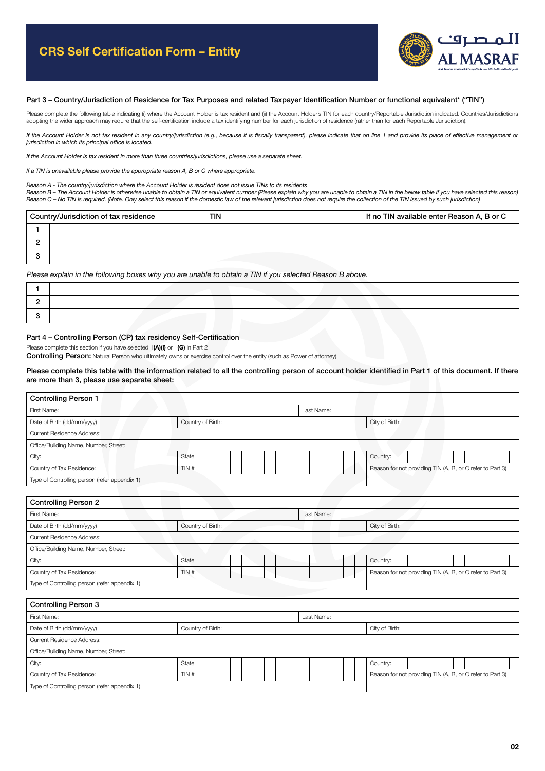# CRS Self Certification Form – Entity

## Part 3 – Country/Jurisdiction of Residence for Tax Purposes and related Taxpayer Identification Number or functional equivalent* ("TIN")

Please complete the following table indicating (i) where the Account Holder is tax resident and (ii) the Account Holder's TIN for each country/Reportable Jurisdiction indicated. Countries/Jurisdictions adopting the wider approach may require that the self-certification include a tax identifying number for each jurisdiction of residence (rather than for each Reportable Jurisdiction).

*If the Account Holder is not tax resident in any country/jurisdiction (e.g., because it is fiscally transparent), please indicate that on line 1 and provide its place of effective management or jurisdiction in which its principal office is located.*

*If the Account Holder is tax resident in more than three countries/jurisdictions, please use a separate sheet.*

*If a TIN is unavailable please provide the appropriate reason A, B or C where appropriate.*

*Reason A - The country/jurisdiction where the Account Holder is resident does not issue TINs to its residents*
*Reason B – The Account Holder is otherwise unable to obtain a TIN or equivalent number (Please explain why you are unable to obtain a TIN in the below table if you have selected this reason)*
*Reason C – No TIN is required. (Note. Only select this reason if the domestic law of the relevant jurisdiction does not require the collection of the TIN issued by such jurisdiction)*

| | Country/Jurisdiction of tax residence | TIN | If no TIN available enter Reason A, B or C |
|---|---|---|---|
| 1 | | | |
| 2 | | | |
| 3 | | | |

*Please explain in the following boxes why you are unable to obtain a TIN if you selected Reason B above.*

| | |
|---|---|
| 1 | |
| 2 | |
| 3 | |

## Part 4 – Controlling Person (CP) tax residency Self-Certification

Please complete this section if you have selected 1**(A)(I)** or 1**(G)** in Part 2

**Controlling Person:** Natural Person who ultimately owns or exercise control over the entity (such as Power of attorney)

**Please complete this table with the information related to all the controlling person of account holder identified in Part 1 of this document. If there are more than 3, please use separate sheet:**

| Controlling Person 1 | | |
|---|---|---|
| First Name: | | Last Name: |
| Date of Birth (dd/mm/yyyy) | Country of Birth: | City of Birth: |
| Current Residence Address: | | |
| Office/Building Name, Number, Street: | | |
| City: | State | Country: |
| Country of Tax Residence: | TIN # | Reason for not providing TIN (A, B, or C refer to Part 3) |
| Type of Controlling person (refer appendix 1) | | |

| Controlling Person 2 | | |
|---|---|---|
| First Name: | | Last Name: |
| Date of Birth (dd/mm/yyyy) | Country of Birth: | City of Birth: |
| Current Residence Address: | | |
| Office/Building Name, Number, Street: | | |
| City: | State | Country: |
| Country of Tax Residence: | TIN # | Reason for not providing TIN (A, B, or C refer to Part 3) |
| Type of Controlling person (refer appendix 1) | | |

| Controlling Person 3 | | |
|---|---|---|
| First Name: | | Last Name: |
| Date of Birth (dd/mm/yyyy) | Country of Birth: | City of Birth: |
| Current Residence Address: | | |
| Office/Building Name, Number, Street: | | |
| City: | State | Country: |
| Country of Tax Residence: | TIN # | Reason for not providing TIN (A, B, or C refer to Part 3) |
| Type of Controlling person (refer appendix 1) | | |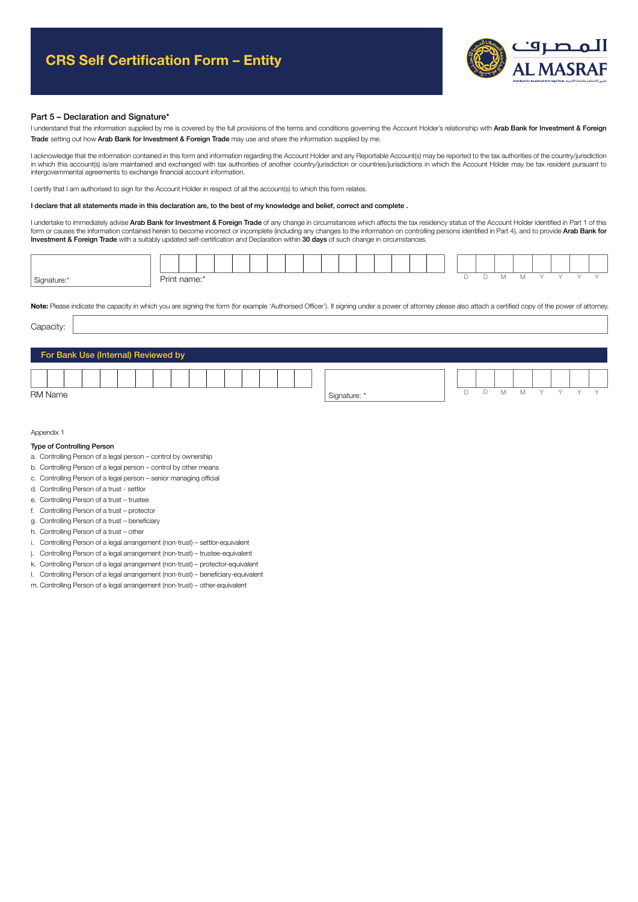# CRS Self Certification Form – Entity

## Part 5 – Declaration and Signature*

I understand that the information supplied by me is covered by the full provisions of the terms and conditions governing the Account Holder's relationship with **Arab Bank for Investment & Foreign Trade** setting out how **Arab Bank for Investment & Foreign Trade** may use and share the information supplied by me.

I acknowledge that the information contained in this form and information regarding the Account Holder and any Reportable Account(s) may be reported to the tax authorities of the country/jurisdiction in which this account(s) is/are maintained and exchanged with tax authorities of another country/jurisdiction or countries/jurisdictions in which the Account Holder may be tax resident pursuant to intergovernmental agreements to exchange financial account information.

I certify that I am authorised to sign for the Account Holder in respect of all the account(s) to which this form relates.

**I declare that all statements made in this declaration are, to the best of my knowledge and belief, correct and complete .**

I undertake to immediately advise **Arab Bank for Investment & Foreign Trade** of any change in circumstances which affects the tax residency status of the Account Holder identified in Part 1 of this form or causes the information contained herein to become incorrect or incomplete (including any changes to the information on controlling persons identified in Part 4), and to provide **Arab Bank for Investment & Foreign Trade** with a suitably updated self-certification and Declaration within **30 days** of such change in circumstances.

Signature:*

Print name:*

D D M M Y Y Y Y

**Note:** Please indicate the capacity in which you are signing the form (for example 'Authorised Officer'). If signing under a power of attorney please also attach a certified copy of the power of attorney.

Capacity:

## For Bank Use (Internal) Reviewed by

RM Name

Signature: *

D D M M Y Y Y Y

Appendix 1

**Type of Controlling Person**

a. Controlling Person of a legal person – control by ownership
b. Controlling Person of a legal person – control by other means
c. Controlling Person of a legal person – senior managing official
d. Controlling Person of a trust - settlor
e. Controlling Person of a trust – trustee
f. Controlling Person of a trust – protector
g. Controlling Person of a trust – beneficiary
h. Controlling Person of a trust – other
i. Controlling Person of a legal arrangement (non-trust) – settlor-equivalent
j. Controlling Person of a legal arrangement (non-trust) – trustee-equivalent
k. Controlling Person of a legal arrangement (non-trust) – protector-equivalent
l. Controlling Person of a legal arrangement (non-trust) – beneficiary-equivalent
m. Controlling Person of a legal arrangement (non-trust) – other-equivalent